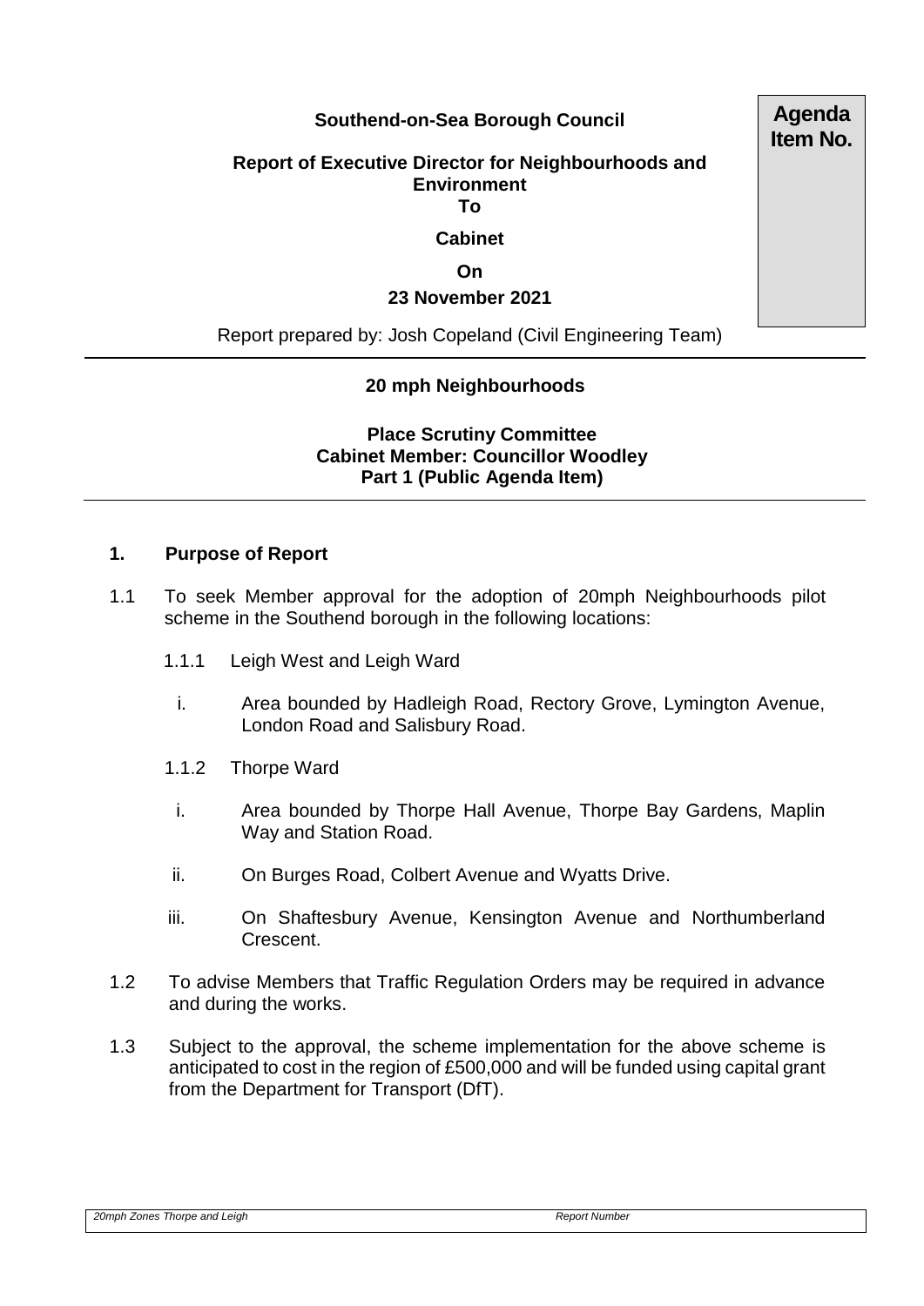**Southend-on-Sea Borough Council**

**Agenda Item No.**

**Report of Executive Director for Neighbourhoods and Environment**
**To**
**Cabinet**
**On**
**23 November 2021**

Report prepared by: Josh Copeland (Civil Engineering Team)

---

**20 mph Neighbourhoods**

**Place Scrutiny Committee**
**Cabinet Member: Councillor Woodley**
**Part 1 (Public Agenda Item)**

---

## 1. Purpose of Report

1.1 To seek Member approval for the adoption of 20mph Neighbourhoods pilot scheme in the Southend borough in the following locations:

1.1.1 Leigh West and Leigh Ward

i. Area bounded by Hadleigh Road, Rectory Grove, Lymington Avenue, London Road and Salisbury Road.

1.1.2 Thorpe Ward

i. Area bounded by Thorpe Hall Avenue, Thorpe Bay Gardens, Maplin Way and Station Road.

ii. On Burges Road, Colbert Avenue and Wyatts Drive.

iii. On Shaftesbury Avenue, Kensington Avenue and Northumberland Crescent.

1.2 To advise Members that Traffic Regulation Orders may be required in advance and during the works.

1.3 Subject to the approval, the scheme implementation for the above scheme is anticipated to cost in the region of £500,000 and will be funded using capital grant from the Department for Transport (DfT).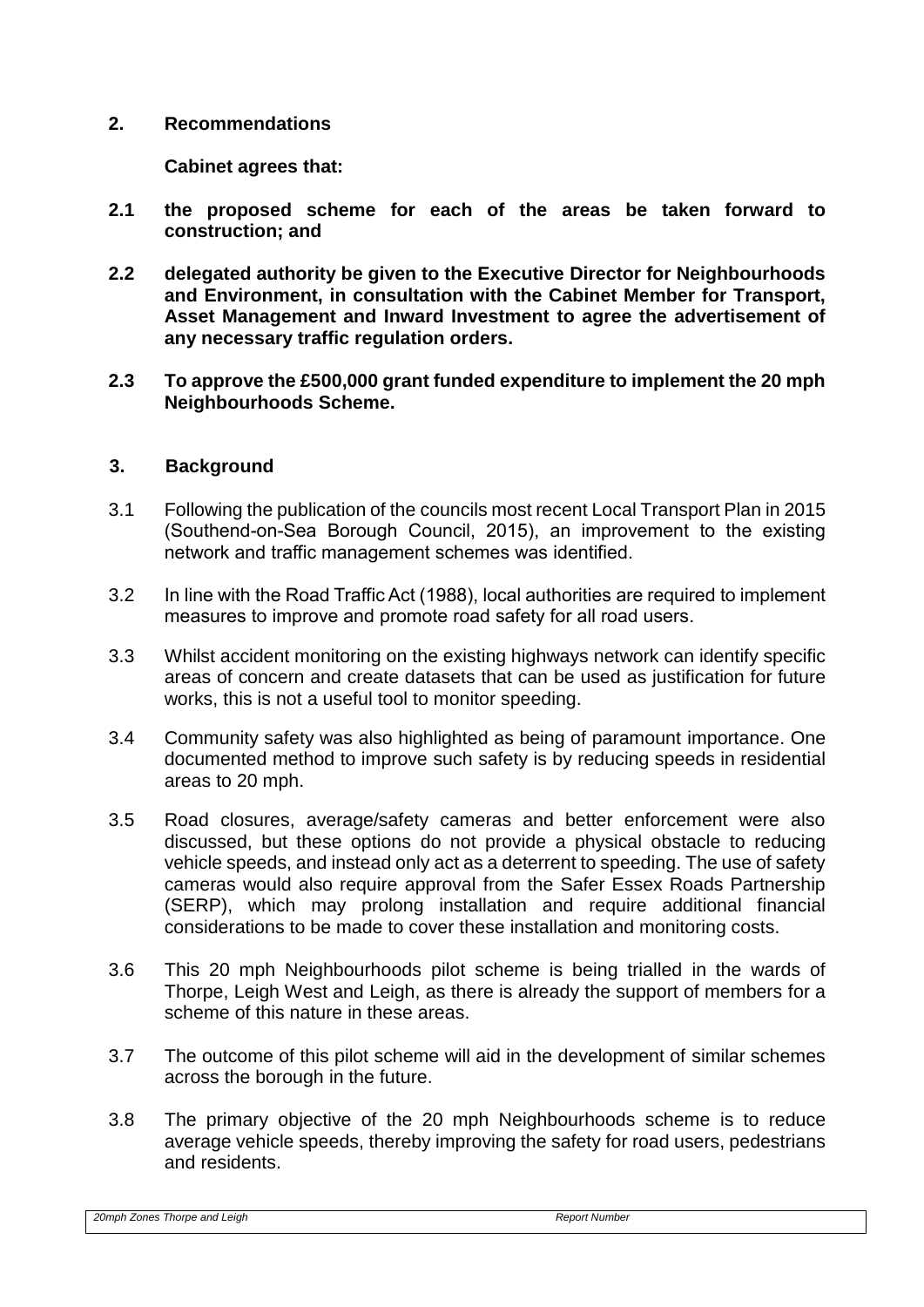## 2. Recommendations

**Cabinet agrees that:**

**2.1 the proposed scheme for each of the areas be taken forward to construction; and**

**2.2 delegated authority be given to the Executive Director for Neighbourhoods and Environment, in consultation with the Cabinet Member for Transport, Asset Management and Inward Investment to agree the advertisement of any necessary traffic regulation orders.**

**2.3 To approve the £500,000 grant funded expenditure to implement the 20 mph Neighbourhoods Scheme.**

## 3. Background

3.1 Following the publication of the councils most recent Local Transport Plan in 2015 (Southend-on-Sea Borough Council, 2015), an improvement to the existing network and traffic management schemes was identified.

3.2 In line with the Road Traffic Act (1988), local authorities are required to implement measures to improve and promote road safety for all road users.

3.3 Whilst accident monitoring on the existing highways network can identify specific areas of concern and create datasets that can be used as justification for future works, this is not a useful tool to monitor speeding.

3.4 Community safety was also highlighted as being of paramount importance. One documented method to improve such safety is by reducing speeds in residential areas to 20 mph.

3.5 Road closures, average/safety cameras and better enforcement were also discussed, but these options do not provide a physical obstacle to reducing vehicle speeds, and instead only act as a deterrent to speeding. The use of safety cameras would also require approval from the Safer Essex Roads Partnership (SERP), which may prolong installation and require additional financial considerations to be made to cover these installation and monitoring costs.

3.6 This 20 mph Neighbourhoods pilot scheme is being trialled in the wards of Thorpe, Leigh West and Leigh, as there is already the support of members for a scheme of this nature in these areas.

3.7 The outcome of this pilot scheme will aid in the development of similar schemes across the borough in the future.

3.8 The primary objective of the 20 mph Neighbourhoods scheme is to reduce average vehicle speeds, thereby improving the safety for road users, pedestrians and residents.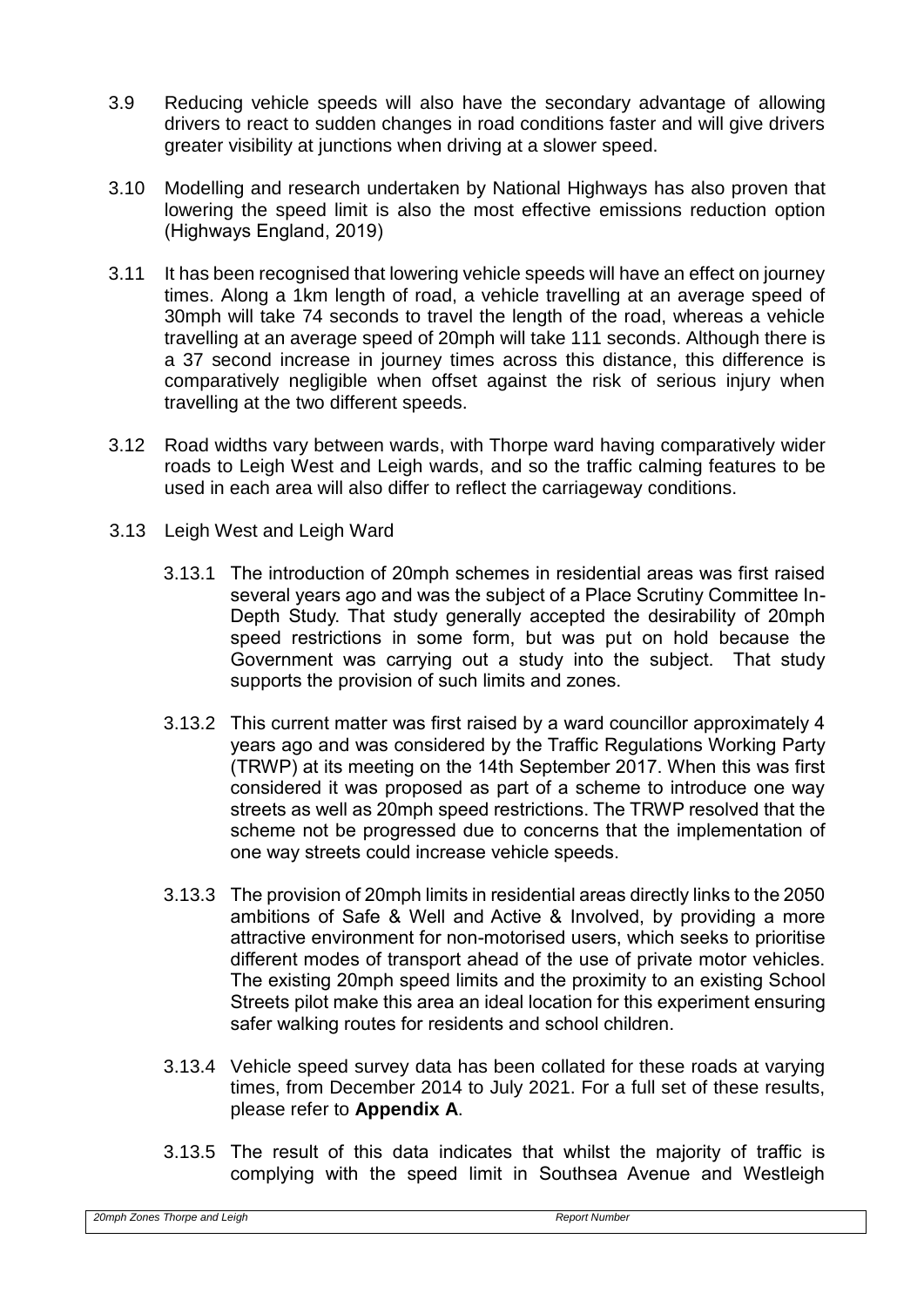3.9 Reducing vehicle speeds will also have the secondary advantage of allowing drivers to react to sudden changes in road conditions faster and will give drivers greater visibility at junctions when driving at a slower speed.

3.10 Modelling and research undertaken by National Highways has also proven that lowering the speed limit is also the most effective emissions reduction option (Highways England, 2019)

3.11 It has been recognised that lowering vehicle speeds will have an effect on journey times. Along a 1km length of road, a vehicle travelling at an average speed of 30mph will take 74 seconds to travel the length of the road, whereas a vehicle travelling at an average speed of 20mph will take 111 seconds. Although there is a 37 second increase in journey times across this distance, this difference is comparatively negligible when offset against the risk of serious injury when travelling at the two different speeds.

3.12 Road widths vary between wards, with Thorpe ward having comparatively wider roads to Leigh West and Leigh wards, and so the traffic calming features to be used in each area will also differ to reflect the carriageway conditions.

3.13 Leigh West and Leigh Ward

3.13.1 The introduction of 20mph schemes in residential areas was first raised several years ago and was the subject of a Place Scrutiny Committee In-Depth Study. That study generally accepted the desirability of 20mph speed restrictions in some form, but was put on hold because the Government was carrying out a study into the subject. That study supports the provision of such limits and zones.

3.13.2 This current matter was first raised by a ward councillor approximately 4 years ago and was considered by the Traffic Regulations Working Party (TRWP) at its meeting on the 14th September 2017. When this was first considered it was proposed as part of a scheme to introduce one way streets as well as 20mph speed restrictions. The TRWP resolved that the scheme not be progressed due to concerns that the implementation of one way streets could increase vehicle speeds.

3.13.3 The provision of 20mph limits in residential areas directly links to the 2050 ambitions of Safe & Well and Active & Involved, by providing a more attractive environment for non-motorised users, which seeks to prioritise different modes of transport ahead of the use of private motor vehicles. The existing 20mph speed limits and the proximity to an existing School Streets pilot make this area an ideal location for this experiment ensuring safer walking routes for residents and school children.

3.13.4 Vehicle speed survey data has been collated for these roads at varying times, from December 2014 to July 2021. For a full set of these results, please refer to **Appendix A**.

3.13.5 The result of this data indicates that whilst the majority of traffic is complying with the speed limit in Southsea Avenue and Westleigh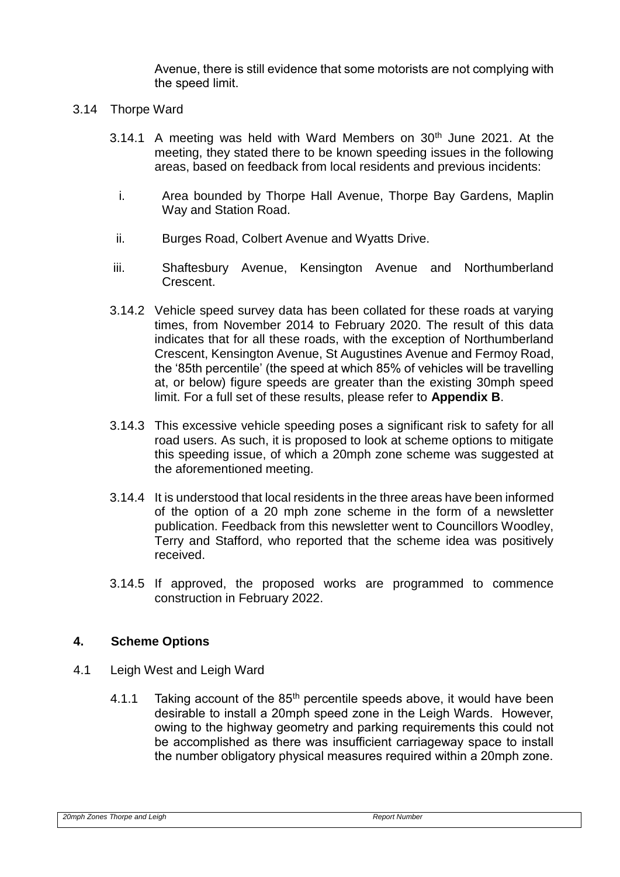Avenue, there is still evidence that some motorists are not complying with the speed limit.

3.14 Thorpe Ward

3.14.1 A meeting was held with Ward Members on 30th June 2021. At the meeting, they stated there to be known speeding issues in the following areas, based on feedback from local residents and previous incidents:

i. Area bounded by Thorpe Hall Avenue, Thorpe Bay Gardens, Maplin Way and Station Road.

ii. Burges Road, Colbert Avenue and Wyatts Drive.

iii. Shaftesbury Avenue, Kensington Avenue and Northumberland Crescent.

3.14.2 Vehicle speed survey data has been collated for these roads at varying times, from November 2014 to February 2020. The result of this data indicates that for all these roads, with the exception of Northumberland Crescent, Kensington Avenue, St Augustines Avenue and Fermoy Road, the '85th percentile' (the speed at which 85% of vehicles will be travelling at, or below) figure speeds are greater than the existing 30mph speed limit. For a full set of these results, please refer to **Appendix B**.

3.14.3 This excessive vehicle speeding poses a significant risk to safety for all road users. As such, it is proposed to look at scheme options to mitigate this speeding issue, of which a 20mph zone scheme was suggested at the aforementioned meeting.

3.14.4 It is understood that local residents in the three areas have been informed of the option of a 20 mph zone scheme in the form of a newsletter publication. Feedback from this newsletter went to Councillors Woodley, Terry and Stafford, who reported that the scheme idea was positively received.

3.14.5 If approved, the proposed works are programmed to commence construction in February 2022.

## 4. Scheme Options

4.1 Leigh West and Leigh Ward

4.1.1 Taking account of the 85th percentile speeds above, it would have been desirable to install a 20mph speed zone in the Leigh Wards. However, owing to the highway geometry and parking requirements this could not be accomplished as there was insufficient carriageway space to install the number obligatory physical measures required within a 20mph zone.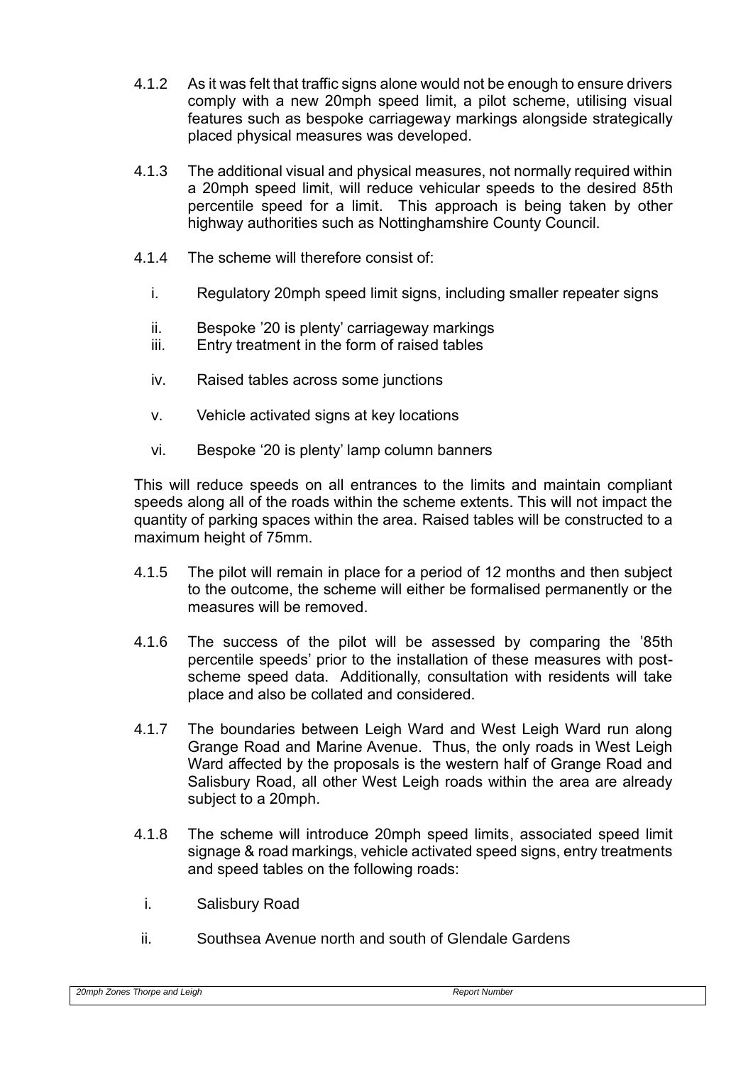4.1.2 As it was felt that traffic signs alone would not be enough to ensure drivers comply with a new 20mph speed limit, a pilot scheme, utilising visual features such as bespoke carriageway markings alongside strategically placed physical measures was developed.

4.1.3 The additional visual and physical measures, not normally required within a 20mph speed limit, will reduce vehicular speeds to the desired 85th percentile speed for a limit. This approach is being taken by other highway authorities such as Nottinghamshire County Council.

4.1.4 The scheme will therefore consist of:

i. Regulatory 20mph speed limit signs, including smaller repeater signs

ii. Bespoke '20 is plenty' carriageway markings

iii. Entry treatment in the form of raised tables

iv. Raised tables across some junctions

v. Vehicle activated signs at key locations

vi. Bespoke '20 is plenty' lamp column banners

This will reduce speeds on all entrances to the limits and maintain compliant speeds along all of the roads within the scheme extents. This will not impact the quantity of parking spaces within the area. Raised tables will be constructed to a maximum height of 75mm.

4.1.5 The pilot will remain in place for a period of 12 months and then subject to the outcome, the scheme will either be formalised permanently or the measures will be removed.

4.1.6 The success of the pilot will be assessed by comparing the '85th percentile speeds' prior to the installation of these measures with post-scheme speed data. Additionally, consultation with residents will take place and also be collated and considered.

4.1.7 The boundaries between Leigh Ward and West Leigh Ward run along Grange Road and Marine Avenue. Thus, the only roads in West Leigh Ward affected by the proposals is the western half of Grange Road and Salisbury Road, all other West Leigh roads within the area are already subject to a 20mph.

4.1.8 The scheme will introduce 20mph speed limits, associated speed limit signage & road markings, vehicle activated speed signs, entry treatments and speed tables on the following roads:

i. Salisbury Road

ii. Southsea Avenue north and south of Glendale Gardens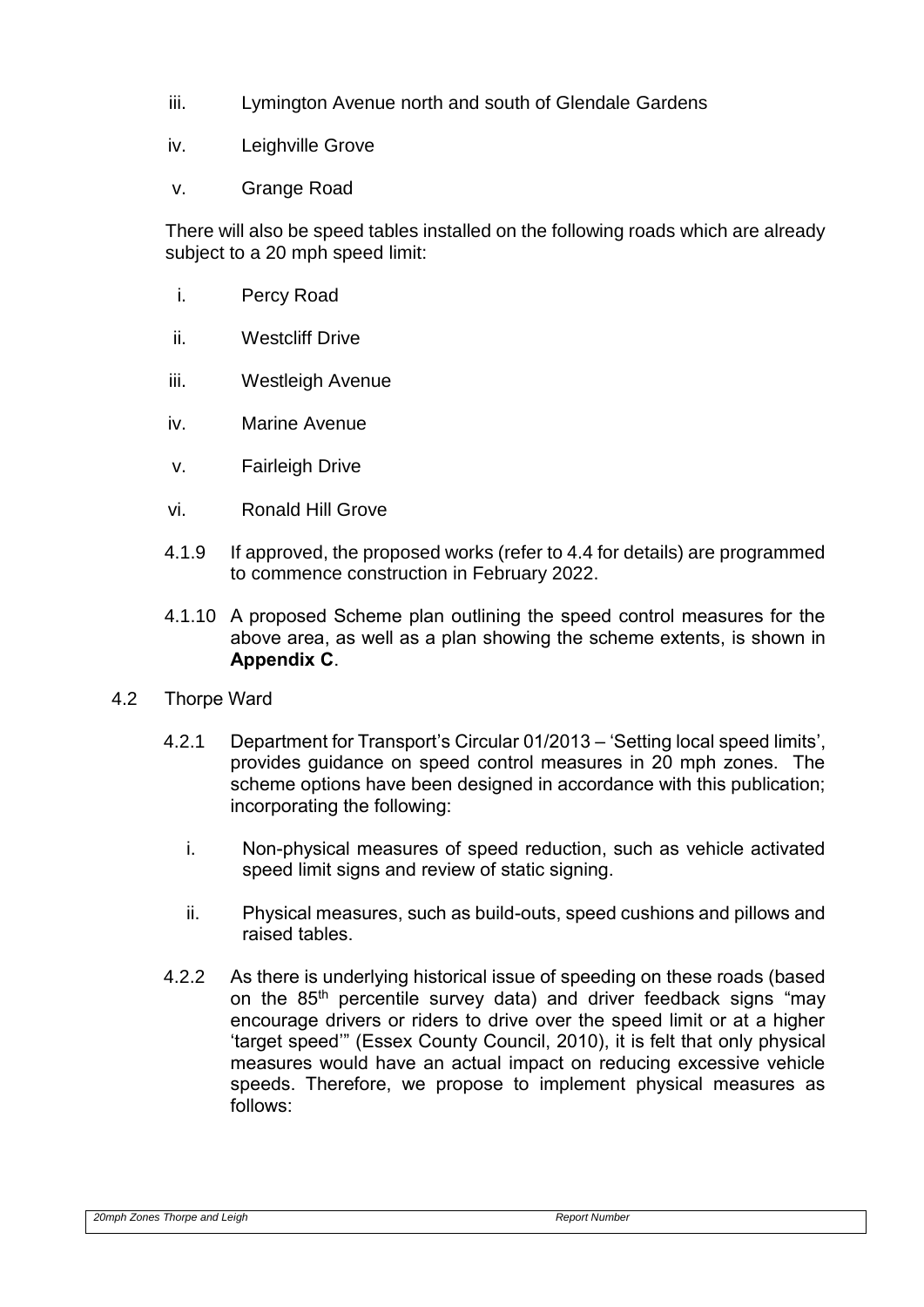iii. Lymington Avenue north and south of Glendale Gardens

iv. Leighville Grove

v. Grange Road

There will also be speed tables installed on the following roads which are already subject to a 20 mph speed limit:

i. Percy Road

ii. Westcliff Drive

iii. Westleigh Avenue

iv. Marine Avenue

v. Fairleigh Drive

vi. Ronald Hill Grove

4.1.9 If approved, the proposed works (refer to 4.4 for details) are programmed to commence construction in February 2022.

4.1.10 A proposed Scheme plan outlining the speed control measures for the above area, as well as a plan showing the scheme extents, is shown in **Appendix C**.

4.2 Thorpe Ward

4.2.1 Department for Transport's Circular 01/2013 – 'Setting local speed limits', provides guidance on speed control measures in 20 mph zones. The scheme options have been designed in accordance with this publication; incorporating the following:

i. Non-physical measures of speed reduction, such as vehicle activated speed limit signs and review of static signing.

ii. Physical measures, such as build-outs, speed cushions and pillows and raised tables.

4.2.2 As there is underlying historical issue of speeding on these roads (based on the 85th percentile survey data) and driver feedback signs "may encourage drivers or riders to drive over the speed limit or at a higher 'target speed'" (Essex County Council, 2010), it is felt that only physical measures would have an actual impact on reducing excessive vehicle speeds. Therefore, we propose to implement physical measures as follows: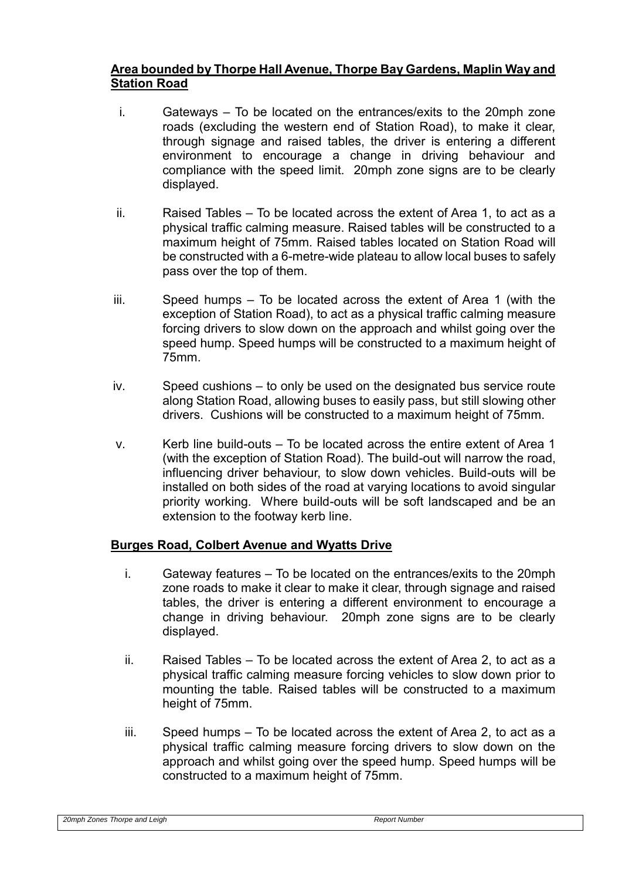**Area bounded by Thorpe Hall Avenue, Thorpe Bay Gardens, Maplin Way and Station Road**

i. Gateways – To be located on the entrances/exits to the 20mph zone roads (excluding the western end of Station Road), to make it clear, through signage and raised tables, the driver is entering a different environment to encourage a change in driving behaviour and compliance with the speed limit. 20mph zone signs are to be clearly displayed.

ii. Raised Tables – To be located across the extent of Area 1, to act as a physical traffic calming measure. Raised tables will be constructed to a maximum height of 75mm. Raised tables located on Station Road will be constructed with a 6-metre-wide plateau to allow local buses to safely pass over the top of them.

iii. Speed humps – To be located across the extent of Area 1 (with the exception of Station Road), to act as a physical traffic calming measure forcing drivers to slow down on the approach and whilst going over the speed hump. Speed humps will be constructed to a maximum height of 75mm.

iv. Speed cushions – to only be used on the designated bus service route along Station Road, allowing buses to easily pass, but still slowing other drivers. Cushions will be constructed to a maximum height of 75mm.

v. Kerb line build-outs – To be located across the entire extent of Area 1 (with the exception of Station Road). The build-out will narrow the road, influencing driver behaviour, to slow down vehicles. Build-outs will be installed on both sides of the road at varying locations to avoid singular priority working. Where build-outs will be soft landscaped and be an extension to the footway kerb line.

**Burges Road, Colbert Avenue and Wyatts Drive**

i. Gateway features – To be located on the entrances/exits to the 20mph zone roads to make it clear to make it clear, through signage and raised tables, the driver is entering a different environment to encourage a change in driving behaviour. 20mph zone signs are to be clearly displayed.

ii. Raised Tables – To be located across the extent of Area 2, to act as a physical traffic calming measure forcing vehicles to slow down prior to mounting the table. Raised tables will be constructed to a maximum height of 75mm.

iii. Speed humps – To be located across the extent of Area 2, to act as a physical traffic calming measure forcing drivers to slow down on the approach and whilst going over the speed hump. Speed humps will be constructed to a maximum height of 75mm.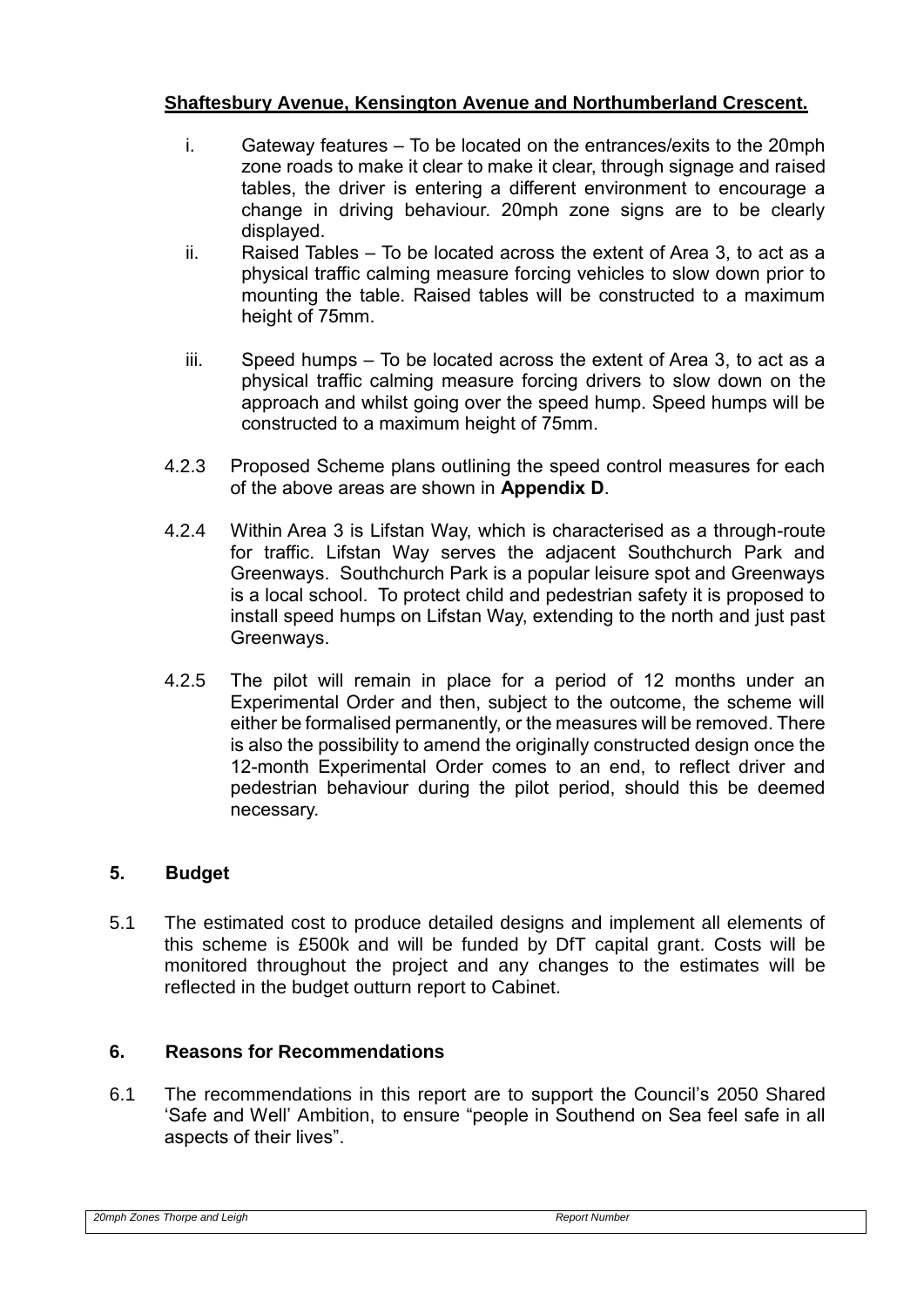**Shaftesbury Avenue, Kensington Avenue and Northumberland Crescent.**

i. Gateway features – To be located on the entrances/exits to the 20mph zone roads to make it clear to make it clear, through signage and raised tables, the driver is entering a different environment to encourage a change in driving behaviour. 20mph zone signs are to be clearly displayed.

ii. Raised Tables – To be located across the extent of Area 3, to act as a physical traffic calming measure forcing vehicles to slow down prior to mounting the table. Raised tables will be constructed to a maximum height of 75mm.

iii. Speed humps – To be located across the extent of Area 3, to act as a physical traffic calming measure forcing drivers to slow down on the approach and whilst going over the speed hump. Speed humps will be constructed to a maximum height of 75mm.

4.2.3 Proposed Scheme plans outlining the speed control measures for each of the above areas are shown in **Appendix D**.

4.2.4 Within Area 3 is Lifstan Way, which is characterised as a through-route for traffic. Lifstan Way serves the adjacent Southchurch Park and Greenways. Southchurch Park is a popular leisure spot and Greenways is a local school. To protect child and pedestrian safety it is proposed to install speed humps on Lifstan Way, extending to the north and just past Greenways.

4.2.5 The pilot will remain in place for a period of 12 months under an Experimental Order and then, subject to the outcome, the scheme will either be formalised permanently, or the measures will be removed. There is also the possibility to amend the originally constructed design once the 12-month Experimental Order comes to an end, to reflect driver and pedestrian behaviour during the pilot period, should this be deemed necessary.

## 5. Budget

5.1 The estimated cost to produce detailed designs and implement all elements of this scheme is £500k and will be funded by DfT capital grant. Costs will be monitored throughout the project and any changes to the estimates will be reflected in the budget outturn report to Cabinet.

## 6. Reasons for Recommendations

6.1 The recommendations in this report are to support the Council's 2050 Shared 'Safe and Well' Ambition, to ensure "people in Southend on Sea feel safe in all aspects of their lives".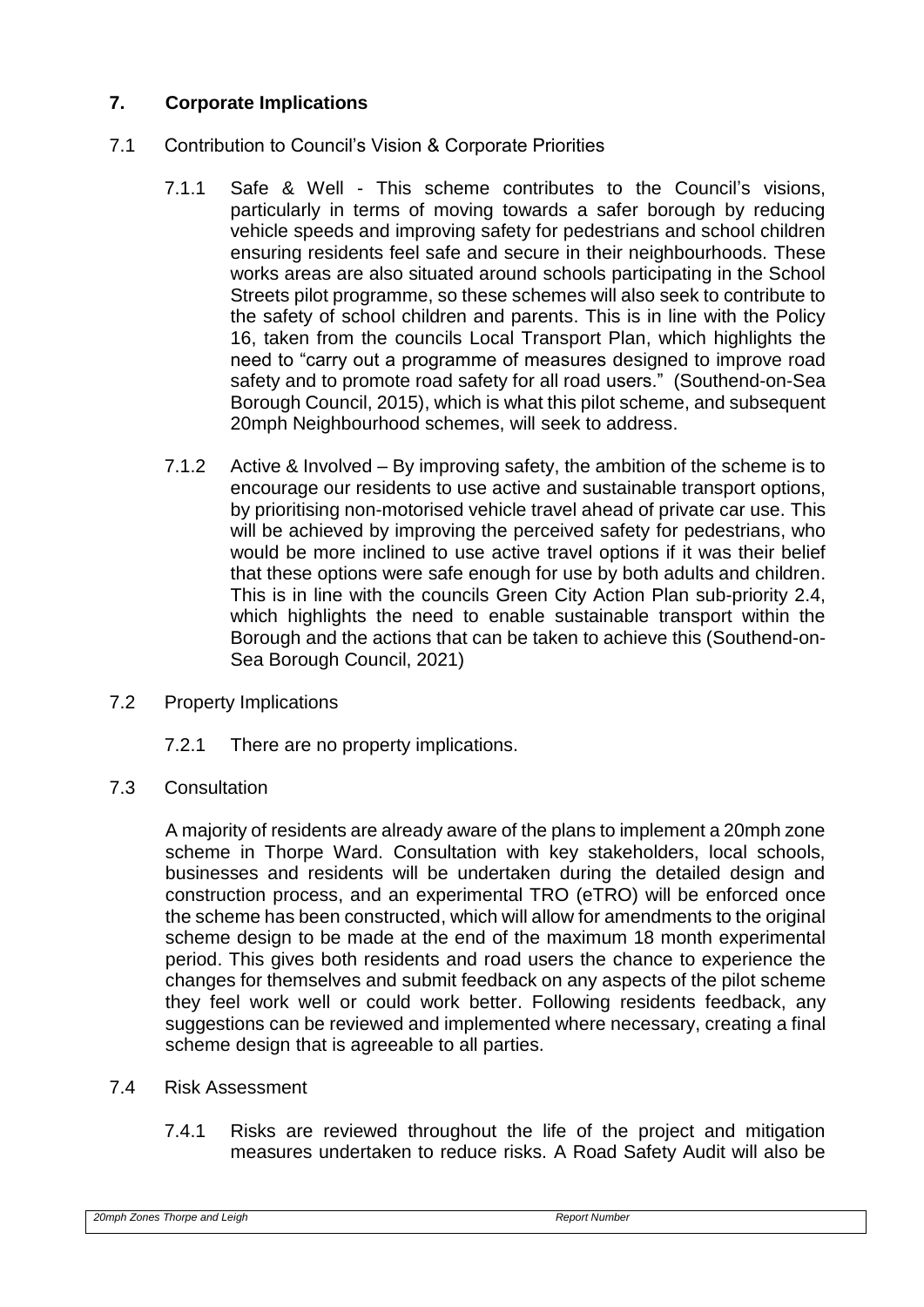## 7. Corporate Implications

7.1 Contribution to Council's Vision & Corporate Priorities

7.1.1 Safe & Well - This scheme contributes to the Council's visions, particularly in terms of moving towards a safer borough by reducing vehicle speeds and improving safety for pedestrians and school children ensuring residents feel safe and secure in their neighbourhoods. These works areas are also situated around schools participating in the School Streets pilot programme, so these schemes will also seek to contribute to the safety of school children and parents. This is in line with the Policy 16, taken from the councils Local Transport Plan, which highlights the need to "carry out a programme of measures designed to improve road safety and to promote road safety for all road users." (Southend-on-Sea Borough Council, 2015), which is what this pilot scheme, and subsequent 20mph Neighbourhood schemes, will seek to address.

7.1.2 Active & Involved – By improving safety, the ambition of the scheme is to encourage our residents to use active and sustainable transport options, by prioritising non-motorised vehicle travel ahead of private car use. This will be achieved by improving the perceived safety for pedestrians, who would be more inclined to use active travel options if it was their belief that these options were safe enough for use by both adults and children. This is in line with the councils Green City Action Plan sub-priority 2.4, which highlights the need to enable sustainable transport within the Borough and the actions that can be taken to achieve this (Southend-on-Sea Borough Council, 2021)

7.2 Property Implications

7.2.1 There are no property implications.

7.3 Consultation

A majority of residents are already aware of the plans to implement a 20mph zone scheme in Thorpe Ward. Consultation with key stakeholders, local schools, businesses and residents will be undertaken during the detailed design and construction process, and an experimental TRO (eTRO) will be enforced once the scheme has been constructed, which will allow for amendments to the original scheme design to be made at the end of the maximum 18 month experimental period. This gives both residents and road users the chance to experience the changes for themselves and submit feedback on any aspects of the pilot scheme they feel work well or could work better. Following residents feedback, any suggestions can be reviewed and implemented where necessary, creating a final scheme design that is agreeable to all parties.

7.4 Risk Assessment

7.4.1 Risks are reviewed throughout the life of the project and mitigation measures undertaken to reduce risks. A Road Safety Audit will also be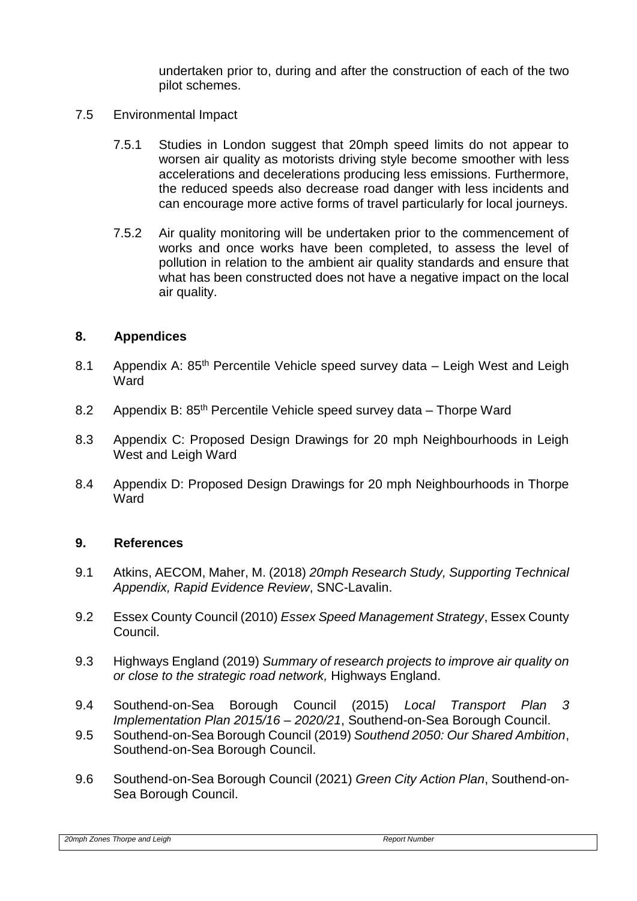undertaken prior to, during and after the construction of each of the two pilot schemes.

7.5 Environmental Impact

7.5.1 Studies in London suggest that 20mph speed limits do not appear to worsen air quality as motorists driving style become smoother with less accelerations and decelerations producing less emissions. Furthermore, the reduced speeds also decrease road danger with less incidents and can encourage more active forms of travel particularly for local journeys.

7.5.2 Air quality monitoring will be undertaken prior to the commencement of works and once works have been completed, to assess the level of pollution in relation to the ambient air quality standards and ensure that what has been constructed does not have a negative impact on the local air quality.

## 8. Appendices

8.1 Appendix A: 85th Percentile Vehicle speed survey data – Leigh West and Leigh Ward

8.2 Appendix B: 85th Percentile Vehicle speed survey data – Thorpe Ward

8.3 Appendix C: Proposed Design Drawings for 20 mph Neighbourhoods in Leigh West and Leigh Ward

8.4 Appendix D: Proposed Design Drawings for 20 mph Neighbourhoods in Thorpe Ward

## 9. References

9.1 Atkins, AECOM, Maher, M. (2018) *20mph Research Study, Supporting Technical Appendix, Rapid Evidence Review*, SNC-Lavalin.

9.2 Essex County Council (2010) *Essex Speed Management Strategy*, Essex County Council.

9.3 Highways England (2019) *Summary of research projects to improve air quality on or close to the strategic road network,* Highways England.

9.4 Southend-on-Sea Borough Council (2015) *Local Transport Plan 3 Implementation Plan 2015/16 – 2020/21*, Southend-on-Sea Borough Council.

9.5 Southend-on-Sea Borough Council (2019) *Southend 2050: Our Shared Ambition*, Southend-on-Sea Borough Council.

9.6 Southend-on-Sea Borough Council (2021) *Green City Action Plan*, Southend-on-Sea Borough Council.